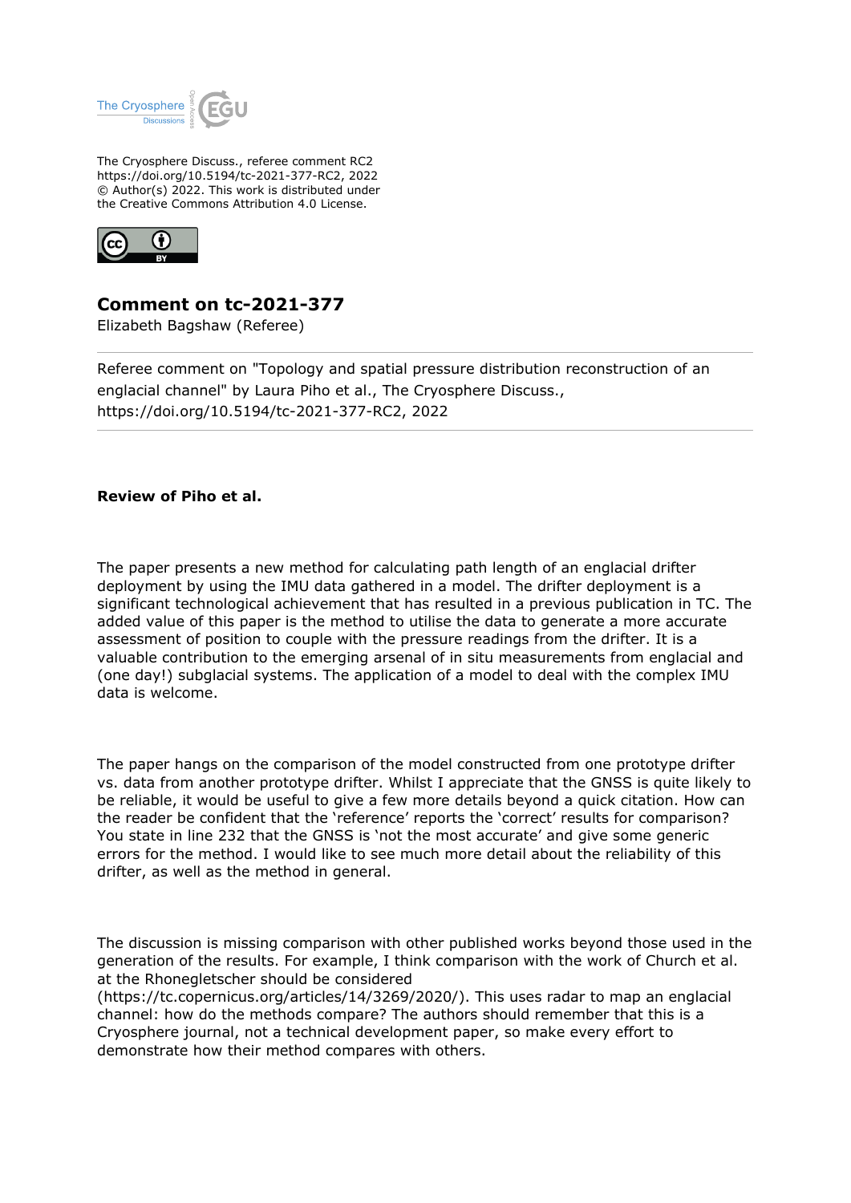The Cryosphere Discuss., referee comment RC2
https://doi.org/10.5194/tc-2021-377-RC2, 2022
© Author(s) 2022. This work is distributed under
the Creative Commons Attribution 4.0 License.

# Comment on tc-2021-377

Elizabeth Bagshaw (Referee)

Referee comment on "Topology and spatial pressure distribution reconstruction of an englacial channel" by Laura Piho et al., The Cryosphere Discuss., https://doi.org/10.5194/tc-2021-377-RC2, 2022

---

**Review of Piho et al.**

The paper presents a new method for calculating path length of an englacial drifter deployment by using the IMU data gathered in a model. The drifter deployment is a significant technological achievement that has resulted in a previous publication in TC. The added value of this paper is the method to utilise the data to generate a more accurate assessment of position to couple with the pressure readings from the drifter. It is a valuable contribution to the emerging arsenal of in situ measurements from englacial and (one day!) subglacial systems. The application of a model to deal with the complex IMU data is welcome.

The paper hangs on the comparison of the model constructed from one prototype drifter vs. data from another prototype drifter. Whilst I appreciate that the GNSS is quite likely to be reliable, it would be useful to give a few more details beyond a quick citation. How can the reader be confident that the 'reference' reports the 'correct' results for comparison? You state in line 232 that the GNSS is 'not the most accurate' and give some generic errors for the method. I would like to see much more detail about the reliability of this drifter, as well as the method in general.

The discussion is missing comparison with other published works beyond those used in the generation of the results. For example, I think comparison with the work of Church et al. at the Rhonegletscher should be considered (https://tc.copernicus.org/articles/14/3269/2020/). This uses radar to map an englacial channel: how do the methods compare? The authors should remember that this is a Cryosphere journal, not a technical development paper, so make every effort to demonstrate how their method compares with others.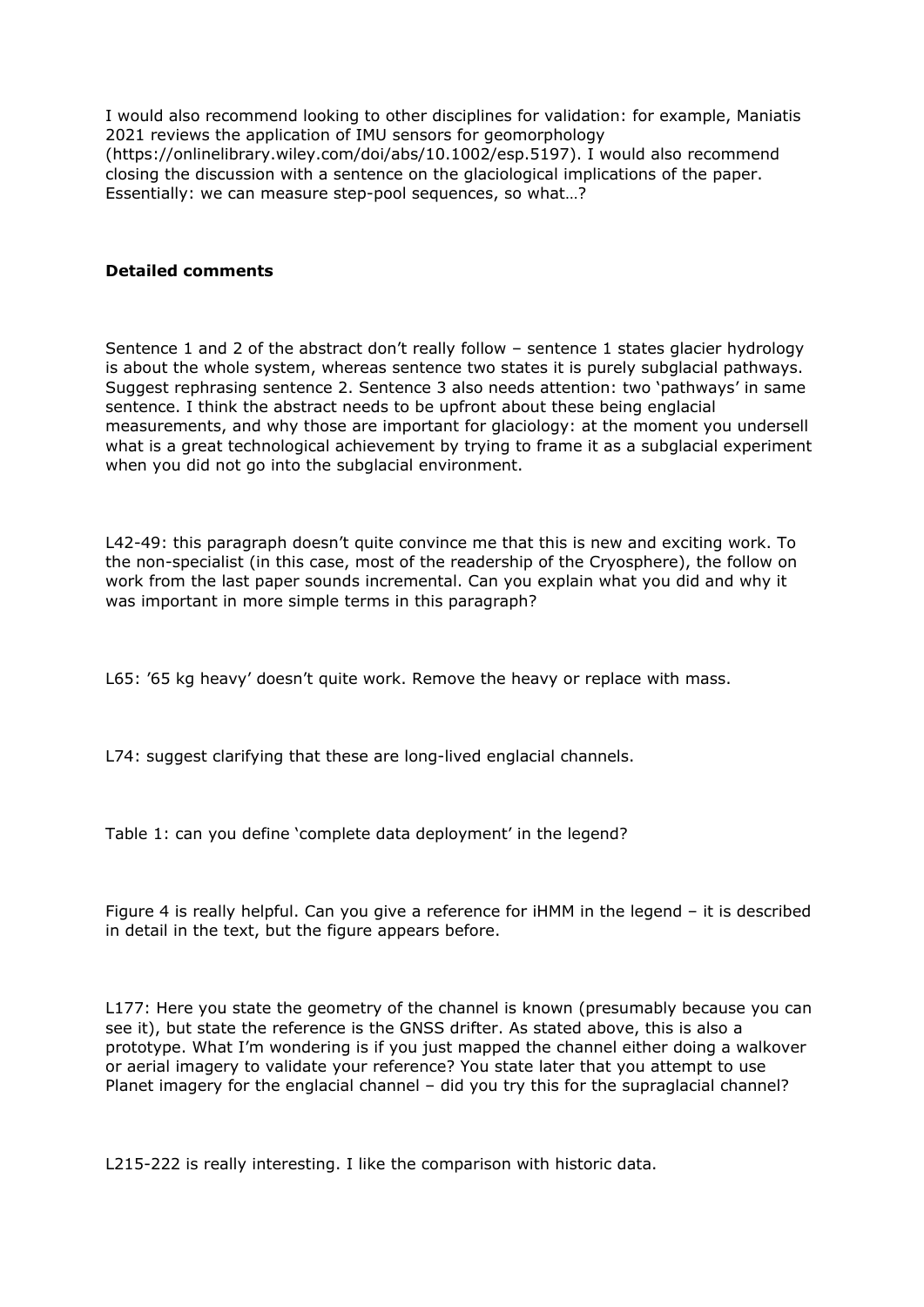I would also recommend looking to other disciplines for validation: for example, Maniatis 2021 reviews the application of IMU sensors for geomorphology (https://onlinelibrary.wiley.com/doi/abs/10.1002/esp.5197). I would also recommend closing the discussion with a sentence on the glaciological implications of the paper. Essentially: we can measure step-pool sequences, so what…?

**Detailed comments**

Sentence 1 and 2 of the abstract don't really follow – sentence 1 states glacier hydrology is about the whole system, whereas sentence two states it is purely subglacial pathways. Suggest rephrasing sentence 2. Sentence 3 also needs attention: two 'pathways' in same sentence. I think the abstract needs to be upfront about these being englacial measurements, and why those are important for glaciology: at the moment you undersell what is a great technological achievement by trying to frame it as a subglacial experiment when you did not go into the subglacial environment.

L42-49: this paragraph doesn't quite convince me that this is new and exciting work. To the non-specialist (in this case, most of the readership of the Cryosphere), the follow on work from the last paper sounds incremental. Can you explain what you did and why it was important in more simple terms in this paragraph?

L65: '65 kg heavy' doesn't quite work. Remove the heavy or replace with mass.

L74: suggest clarifying that these are long-lived englacial channels.

Table 1: can you define 'complete data deployment' in the legend?

Figure 4 is really helpful. Can you give a reference for iHMM in the legend – it is described in detail in the text, but the figure appears before.

L177: Here you state the geometry of the channel is known (presumably because you can see it), but state the reference is the GNSS drifter. As stated above, this is also a prototype. What I'm wondering is if you just mapped the channel either doing a walkover or aerial imagery to validate your reference? You state later that you attempt to use Planet imagery for the englacial channel – did you try this for the supraglacial channel?

L215-222 is really interesting. I like the comparison with historic data.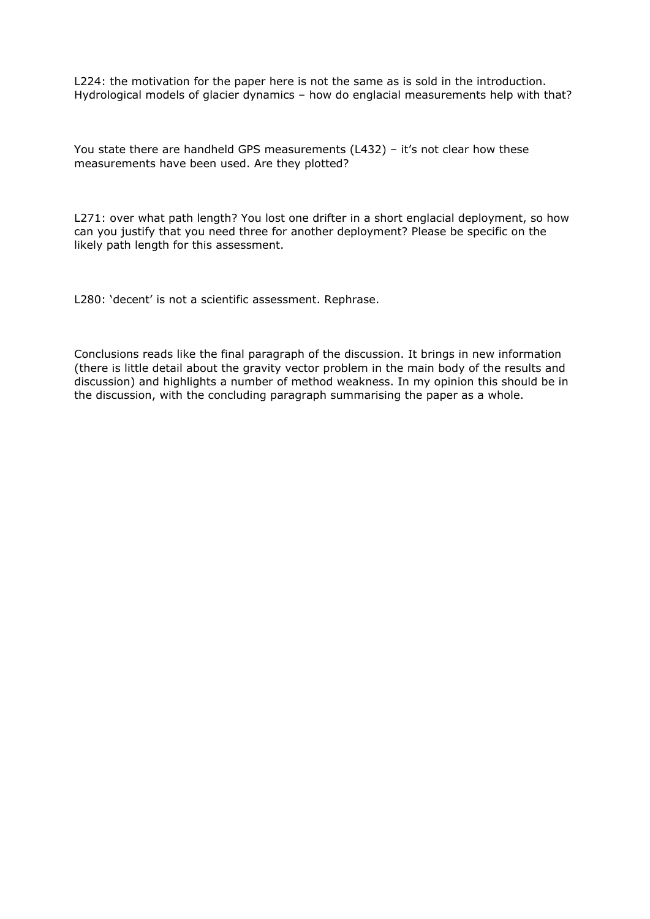L224: the motivation for the paper here is not the same as is sold in the introduction. Hydrological models of glacier dynamics – how do englacial measurements help with that?

You state there are handheld GPS measurements (L432) – it's not clear how these measurements have been used. Are they plotted?

L271: over what path length? You lost one drifter in a short englacial deployment, so how can you justify that you need three for another deployment? Please be specific on the likely path length for this assessment.

L280: 'decent' is not a scientific assessment. Rephrase.

Conclusions reads like the final paragraph of the discussion. It brings in new information (there is little detail about the gravity vector problem in the main body of the results and discussion) and highlights a number of method weakness. In my opinion this should be in the discussion, with the concluding paragraph summarising the paper as a whole.